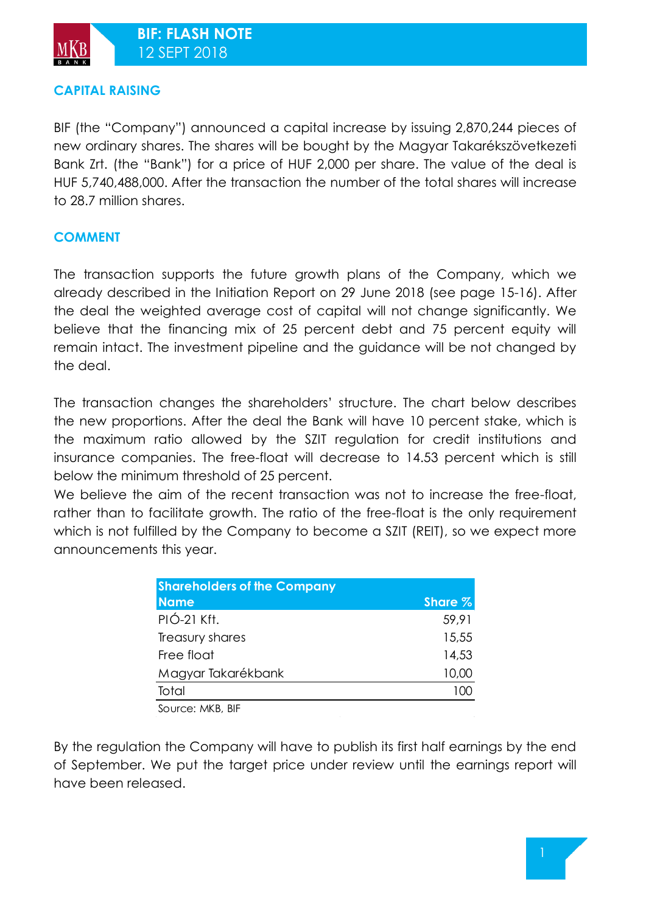# BIF: FLASH NOTE

12 SEPT 2018

## CAPITAL RAISING

BIF (the "Company") announced a capital increase by issuing 2,870,244 pieces of new ordinary shares. The shares will be bought by the Magyar Takarékszövetkezeti Bank Zrt. (the "Bank") for a price of HUF 2,000 per share. The value of the deal is HUF 5,740,488,000. After the transaction the number of the total shares will increase to 28.7 million shares.

## COMMENT

The transaction supports the future growth plans of the Company, which we already described in the Initiation Report on 29 June 2018 (see page 15-16). After the deal the weighted average cost of capital will not change significantly. We believe that the financing mix of 25 percent debt and 75 percent equity will remain intact. The investment pipeline and the guidance will be not changed by the deal.

The transaction changes the shareholders' structure. The chart below describes the new proportions. After the deal the Bank will have 10 percent stake, which is the maximum ratio allowed by the SZIT regulation for credit institutions and insurance companies. The free-float will decrease to 14.53 percent which is still below the minimum threshold of 25 percent.
We believe the aim of the recent transaction was not to increase the free-float, rather than to facilitate growth. The ratio of the free-float is the only requirement which is not fulfilled by the Company to become a SZIT (REIT), so we expect more announcements this year.

| Shareholders of the Company | |
|---|---|
| **Name** | **Share %** |
| PIÓ-21 Kft. | 59,91 |
| Treasury shares | 15,55 |
| Free float | 14,53 |
| Magyar Takarékbank | 10,00 |
| Total | 100 |

Source: MKB, BIF

By the regulation the Company will have to publish its first half earnings by the end of September. We put the target price under review until the earnings report will have been released.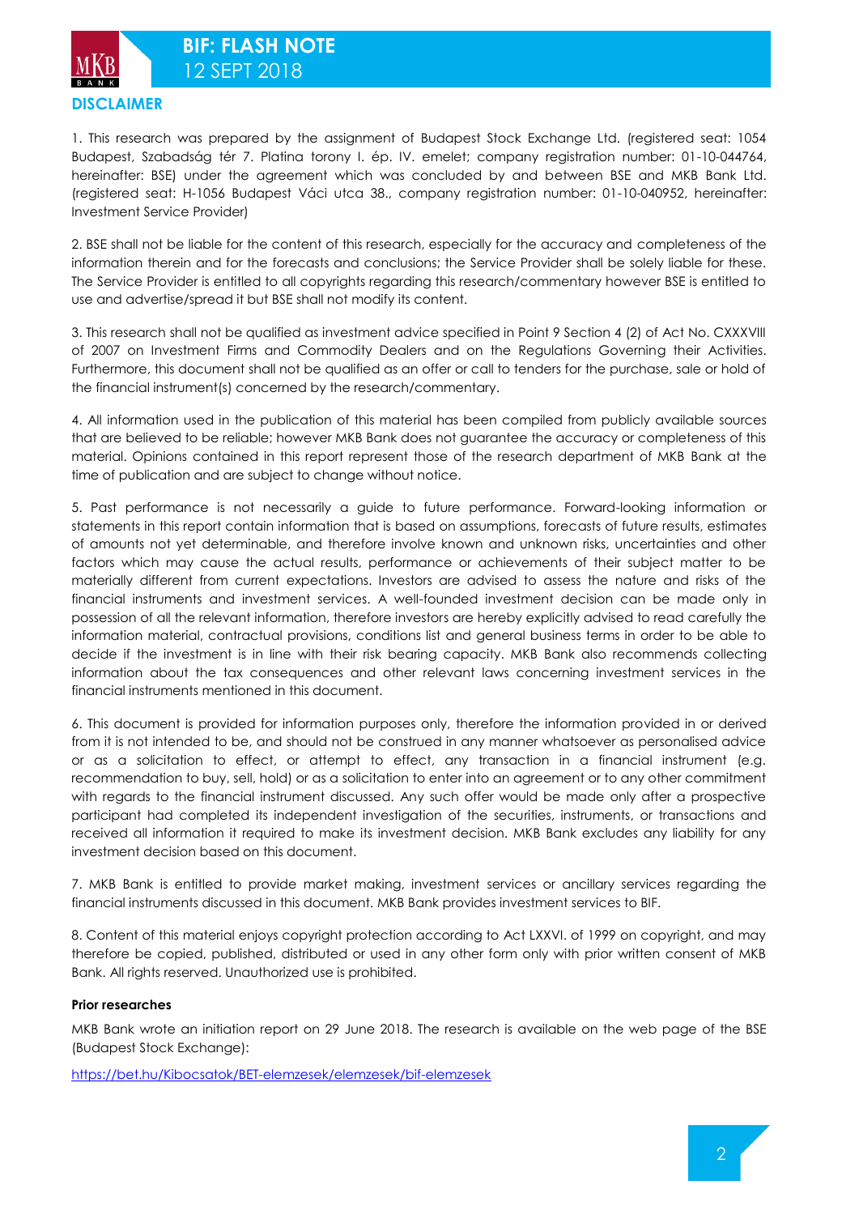## DISCLAIMER

1. This research was prepared by the assignment of Budapest Stock Exchange Ltd. (registered seat: 1054 Budapest, Szabadság tér 7. Platina torony I. ép. IV. emelet; company registration number: 01-10-044764, hereinafter: BSE) under the agreement which was concluded by and between BSE and MKB Bank Ltd. (registered seat: H-1056 Budapest Váci utca 38., company registration number: 01-10-040952, hereinafter: Investment Service Provider)

2. BSE shall not be liable for the content of this research, especially for the accuracy and completeness of the information therein and for the forecasts and conclusions; the Service Provider shall be solely liable for these. The Service Provider is entitled to all copyrights regarding this research/commentary however BSE is entitled to use and advertise/spread it but BSE shall not modify its content.

3. This research shall not be qualified as investment advice specified in Point 9 Section 4 (2) of Act No. CXXXVIII of 2007 on Investment Firms and Commodity Dealers and on the Regulations Governing their Activities. Furthermore, this document shall not be qualified as an offer or call to tenders for the purchase, sale or hold of the financial instrument(s) concerned by the research/commentary.

4. All information used in the publication of this material has been compiled from publicly available sources that are believed to be reliable; however MKB Bank does not guarantee the accuracy or completeness of this material. Opinions contained in this report represent those of the research department of MKB Bank at the time of publication and are subject to change without notice.

5. Past performance is not necessarily a guide to future performance. Forward-looking information or statements in this report contain information that is based on assumptions, forecasts of future results, estimates of amounts not yet determinable, and therefore involve known and unknown risks, uncertainties and other factors which may cause the actual results, performance or achievements of their subject matter to be materially different from current expectations. Investors are advised to assess the nature and risks of the financial instruments and investment services. A well-founded investment decision can be made only in possession of all the relevant information, therefore investors are hereby explicitly advised to read carefully the information material, contractual provisions, conditions list and general business terms in order to be able to decide if the investment is in line with their risk bearing capacity. MKB Bank also recommends collecting information about the tax consequences and other relevant laws concerning investment services in the financial instruments mentioned in this document.

6. This document is provided for information purposes only, therefore the information provided in or derived from it is not intended to be, and should not be construed in any manner whatsoever as personalised advice or as a solicitation to effect, or attempt to effect, any transaction in a financial instrument (e.g. recommendation to buy, sell, hold) or as a solicitation to enter into an agreement or to any other commitment with regards to the financial instrument discussed. Any such offer would be made only after a prospective participant had completed its independent investigation of the securities, instruments, or transactions and received all information it required to make its investment decision. MKB Bank excludes any liability for any investment decision based on this document.

7. MKB Bank is entitled to provide market making, investment services or ancillary services regarding the financial instruments discussed in this document. MKB Bank provides investment services to BIF.

8. Content of this material enjoys copyright protection according to Act LXXVI. of 1999 on copyright, and may therefore be copied, published, distributed or used in any other form only with prior written consent of MKB Bank. All rights reserved. Unauthorized use is prohibited.

**Prior researches**

MKB Bank wrote an initiation report on 29 June 2018. The research is available on the web page of the BSE (Budapest Stock Exchange):

https://bet.hu/Kibocsatok/BET-elemzesek/elemzesek/bif-elemzesek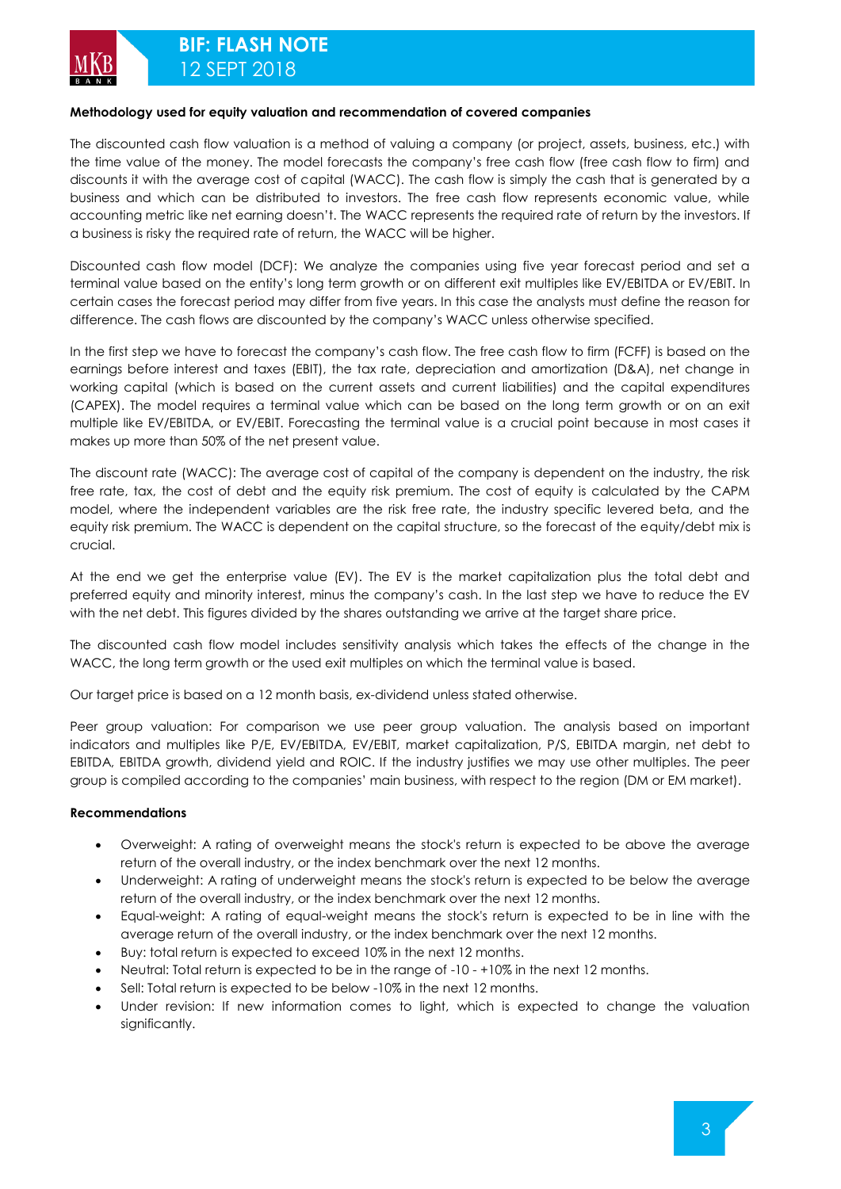**Methodology used for equity valuation and recommendation of covered companies**

The discounted cash flow valuation is a method of valuing a company (or project, assets, business, etc.) with the time value of the money. The model forecasts the company's free cash flow (free cash flow to firm) and discounts it with the average cost of capital (WACC). The cash flow is simply the cash that is generated by a business and which can be distributed to investors. The free cash flow represents economic value, while accounting metric like net earning doesn't. The WACC represents the required rate of return by the investors. If a business is risky the required rate of return, the WACC will be higher.

Discounted cash flow model (DCF): We analyze the companies using five year forecast period and set a terminal value based on the entity's long term growth or on different exit multiples like EV/EBITDA or EV/EBIT. In certain cases the forecast period may differ from five years. In this case the analysts must define the reason for difference. The cash flows are discounted by the company's WACC unless otherwise specified.

In the first step we have to forecast the company's cash flow. The free cash flow to firm (FCFF) is based on the earnings before interest and taxes (EBIT), the tax rate, depreciation and amortization (D&A), net change in working capital (which is based on the current assets and current liabilities) and the capital expenditures (CAPEX). The model requires a terminal value which can be based on the long term growth or on an exit multiple like EV/EBITDA, or EV/EBIT. Forecasting the terminal value is a crucial point because in most cases it makes up more than 50% of the net present value.

The discount rate (WACC): The average cost of capital of the company is dependent on the industry, the risk free rate, tax, the cost of debt and the equity risk premium. The cost of equity is calculated by the CAPM model, where the independent variables are the risk free rate, the industry specific levered beta, and the equity risk premium. The WACC is dependent on the capital structure, so the forecast of the equity/debt mix is crucial.

At the end we get the enterprise value (EV). The EV is the market capitalization plus the total debt and preferred equity and minority interest, minus the company's cash. In the last step we have to reduce the EV with the net debt. This figures divided by the shares outstanding we arrive at the target share price.

The discounted cash flow model includes sensitivity analysis which takes the effects of the change in the WACC, the long term growth or the used exit multiples on which the terminal value is based.

Our target price is based on a 12 month basis, ex-dividend unless stated otherwise.

Peer group valuation: For comparison we use peer group valuation. The analysis based on important indicators and multiples like P/E, EV/EBITDA, EV/EBIT, market capitalization, P/S, EBITDA margin, net debt to EBITDA, EBITDA growth, dividend yield and ROIC. If the industry justifies we may use other multiples. The peer group is compiled according to the companies' main business, with respect to the region (DM or EM market).

**Recommendations**

- Overweight: A rating of overweight means the stock's return is expected to be above the average return of the overall industry, or the index benchmark over the next 12 months.
- Underweight: A rating of underweight means the stock's return is expected to be below the average return of the overall industry, or the index benchmark over the next 12 months.
- Equal-weight: A rating of equal-weight means the stock's return is expected to be in line with the average return of the overall industry, or the index benchmark over the next 12 months.
- Buy: total return is expected to exceed 10% in the next 12 months.
- Neutral: Total return is expected to be in the range of -10 - +10% in the next 12 months.
- Sell: Total return is expected to be below -10% in the next 12 months.
- Under revision: If new information comes to light, which is expected to change the valuation significantly.